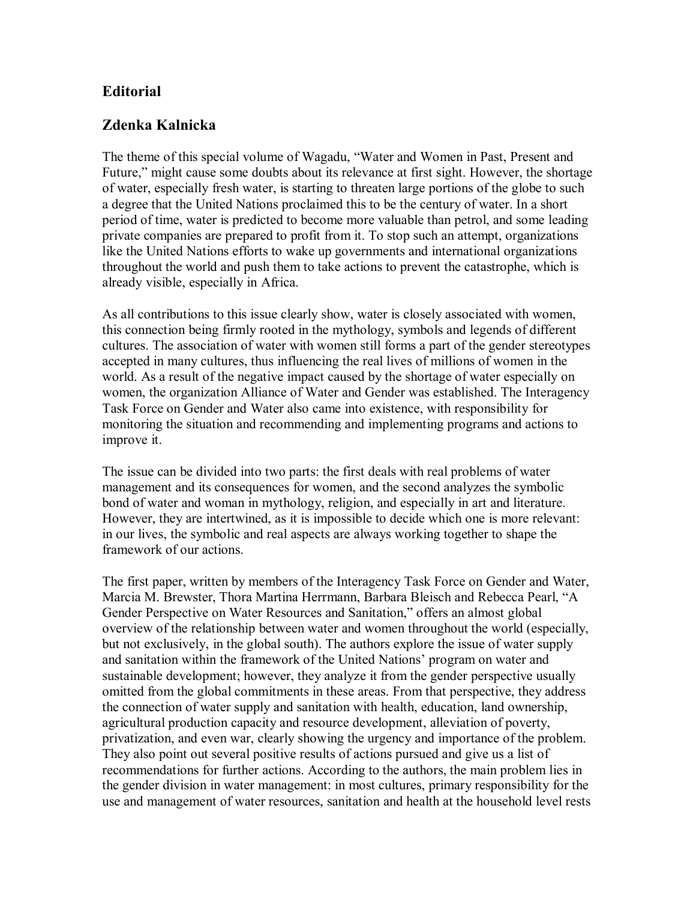## Editorial

## Zdenka Kalnicka

The theme of this special volume of Wagadu, "Water and Women in Past, Present and Future," might cause some doubts about its relevance at first sight. However, the shortage of water, especially fresh water, is starting to threaten large portions of the globe to such a degree that the United Nations proclaimed this to be the century of water. In a short period of time, water is predicted to become more valuable than petrol, and some leading private companies are prepared to profit from it. To stop such an attempt, organizations like the United Nations efforts to wake up governments and international organizations throughout the world and push them to take actions to prevent the catastrophe, which is already visible, especially in Africa.

As all contributions to this issue clearly show, water is closely associated with women, this connection being firmly rooted in the mythology, symbols and legends of different cultures. The association of water with women still forms a part of the gender stereotypes accepted in many cultures, thus influencing the real lives of millions of women in the world. As a result of the negative impact caused by the shortage of water especially on women, the organization Alliance of Water and Gender was established. The Interagency Task Force on Gender and Water also came into existence, with responsibility for monitoring the situation and recommending and implementing programs and actions to improve it.

The issue can be divided into two parts: the first deals with real problems of water management and its consequences for women, and the second analyzes the symbolic bond of water and woman in mythology, religion, and especially in art and literature. However, they are intertwined, as it is impossible to decide which one is more relevant: in our lives, the symbolic and real aspects are always working together to shape the framework of our actions.

The first paper, written by members of the Interagency Task Force on Gender and Water, Marcia M. Brewster, Thora Martina Herrmann, Barbara Bleisch and Rebecca Pearl, "A Gender Perspective on Water Resources and Sanitation," offers an almost global overview of the relationship between water and women throughout the world (especially, but not exclusively, in the global south). The authors explore the issue of water supply and sanitation within the framework of the United Nations' program on water and sustainable development; however, they analyze it from the gender perspective usually omitted from the global commitments in these areas. From that perspective, they address the connection of water supply and sanitation with health, education, land ownership, agricultural production capacity and resource development, alleviation of poverty, privatization, and even war, clearly showing the urgency and importance of the problem. They also point out several positive results of actions pursued and give us a list of recommendations for further actions. According to the authors, the main problem lies in the gender division in water management: in most cultures, primary responsibility for the use and management of water resources, sanitation and health at the household level rests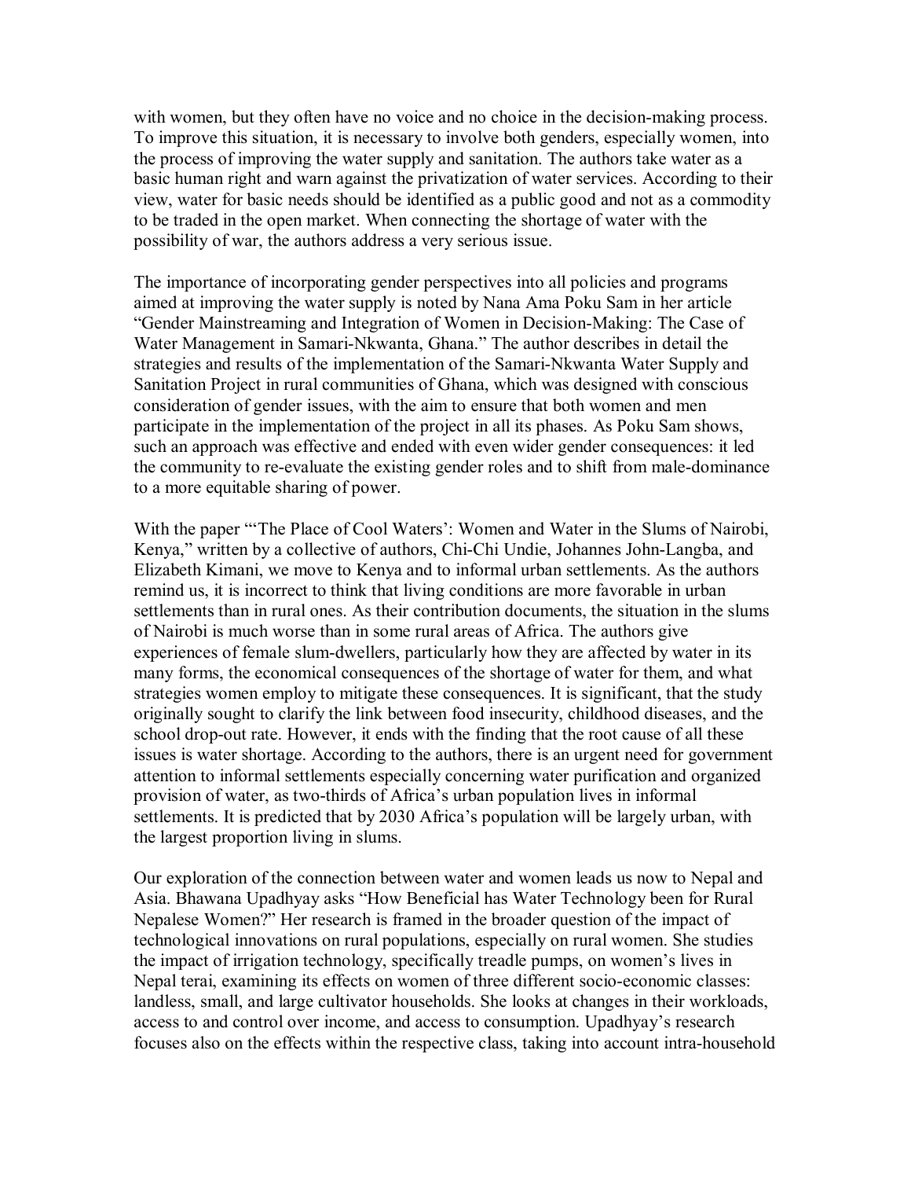with women, but they often have no voice and no choice in the decision-making process. To improve this situation, it is necessary to involve both genders, especially women, into the process of improving the water supply and sanitation. The authors take water as a basic human right and warn against the privatization of water services. According to their view, water for basic needs should be identified as a public good and not as a commodity to be traded in the open market. When connecting the shortage of water with the possibility of war, the authors address a very serious issue.

The importance of incorporating gender perspectives into all policies and programs aimed at improving the water supply is noted by Nana Ama Poku Sam in her article "Gender Mainstreaming and Integration of Women in Decision-Making: The Case of Water Management in Samari-Nkwanta, Ghana." The author describes in detail the strategies and results of the implementation of the Samari-Nkwanta Water Supply and Sanitation Project in rural communities of Ghana, which was designed with conscious consideration of gender issues, with the aim to ensure that both women and men participate in the implementation of the project in all its phases. As Poku Sam shows, such an approach was effective and ended with even wider gender consequences: it led the community to re-evaluate the existing gender roles and to shift from male-dominance to a more equitable sharing of power.

With the paper "'The Place of Cool Waters': Women and Water in the Slums of Nairobi, Kenya," written by a collective of authors, Chi-Chi Undie, Johannes John-Langba, and Elizabeth Kimani, we move to Kenya and to informal urban settlements. As the authors remind us, it is incorrect to think that living conditions are more favorable in urban settlements than in rural ones. As their contribution documents, the situation in the slums of Nairobi is much worse than in some rural areas of Africa. The authors give experiences of female slum-dwellers, particularly how they are affected by water in its many forms, the economical consequences of the shortage of water for them, and what strategies women employ to mitigate these consequences. It is significant, that the study originally sought to clarify the link between food insecurity, childhood diseases, and the school drop-out rate. However, it ends with the finding that the root cause of all these issues is water shortage. According to the authors, there is an urgent need for government attention to informal settlements especially concerning water purification and organized provision of water, as two-thirds of Africa's urban population lives in informal settlements. It is predicted that by 2030 Africa's population will be largely urban, with the largest proportion living in slums.

Our exploration of the connection between water and women leads us now to Nepal and Asia. Bhawana Upadhyay asks "How Beneficial has Water Technology been for Rural Nepalese Women?" Her research is framed in the broader question of the impact of technological innovations on rural populations, especially on rural women. She studies the impact of irrigation technology, specifically treadle pumps, on women's lives in Nepal terai, examining its effects on women of three different socio-economic classes: landless, small, and large cultivator households. She looks at changes in their workloads, access to and control over income, and access to consumption. Upadhyay's research focuses also on the effects within the respective class, taking into account intra-household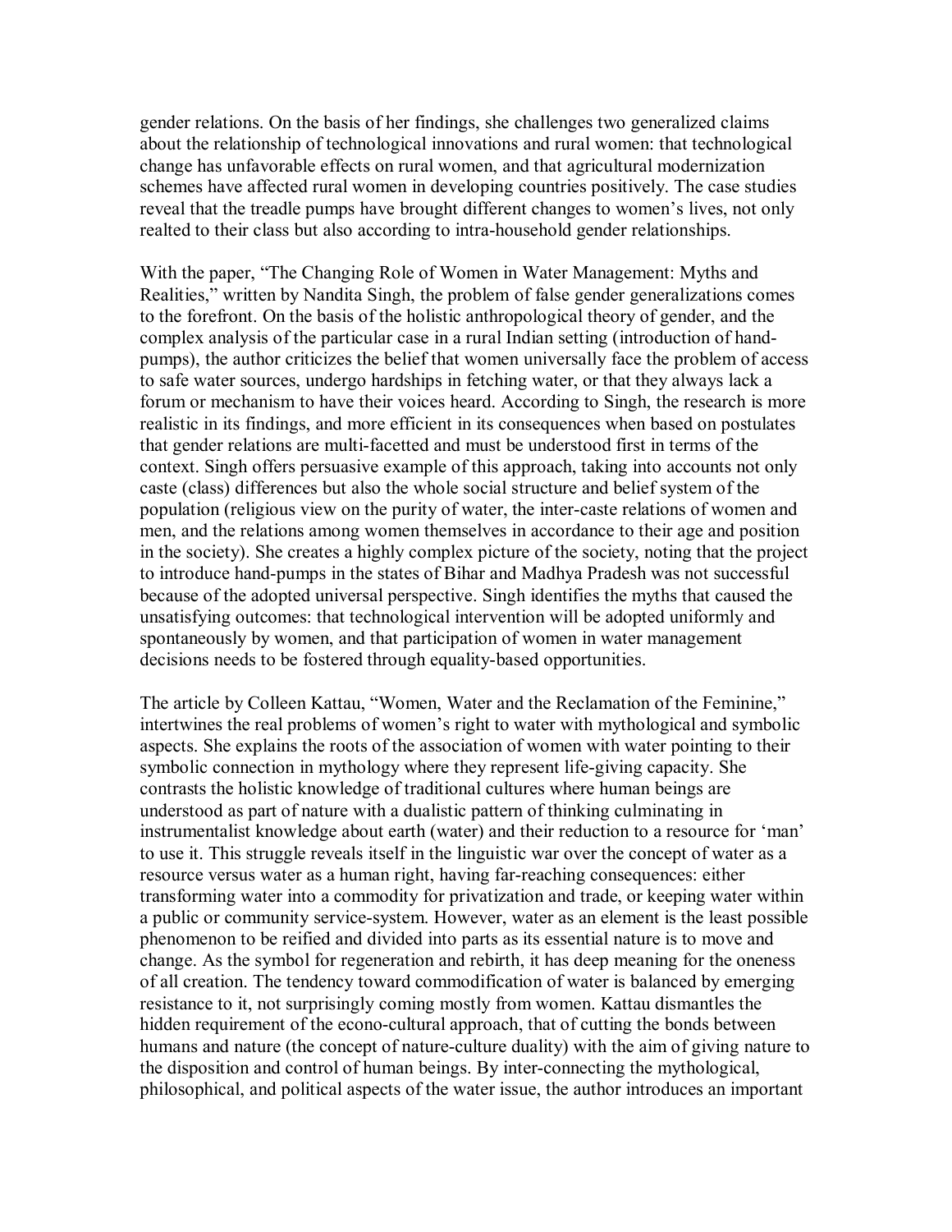gender relations. On the basis of her findings, she challenges two generalized claims about the relationship of technological innovations and rural women: that technological change has unfavorable effects on rural women, and that agricultural modernization schemes have affected rural women in developing countries positively. The case studies reveal that the treadle pumps have brought different changes to women's lives, not only realted to their class but also according to intra-household gender relationships.

With the paper, "The Changing Role of Women in Water Management: Myths and Realities," written by Nandita Singh, the problem of false gender generalizations comes to the forefront. On the basis of the holistic anthropological theory of gender, and the complex analysis of the particular case in a rural Indian setting (introduction of hand-pumps), the author criticizes the belief that women universally face the problem of access to safe water sources, undergo hardships in fetching water, or that they always lack a forum or mechanism to have their voices heard. According to Singh, the research is more realistic in its findings, and more efficient in its consequences when based on postulates that gender relations are multi-facetted and must be understood first in terms of the context. Singh offers persuasive example of this approach, taking into accounts not only caste (class) differences but also the whole social structure and belief system of the population (religious view on the purity of water, the inter-caste relations of women and men, and the relations among women themselves in accordance to their age and position in the society). She creates a highly complex picture of the society, noting that the project to introduce hand-pumps in the states of Bihar and Madhya Pradesh was not successful because of the adopted universal perspective. Singh identifies the myths that caused the unsatisfying outcomes: that technological intervention will be adopted uniformly and spontaneously by women, and that participation of women in water management decisions needs to be fostered through equality-based opportunities.

The article by Colleen Kattau, "Women, Water and the Reclamation of the Feminine," intertwines the real problems of women's right to water with mythological and symbolic aspects. She explains the roots of the association of women with water pointing to their symbolic connection in mythology where they represent life-giving capacity. She contrasts the holistic knowledge of traditional cultures where human beings are understood as part of nature with a dualistic pattern of thinking culminating in instrumentalist knowledge about earth (water) and their reduction to a resource for 'man' to use it. This struggle reveals itself in the linguistic war over the concept of water as a resource versus water as a human right, having far-reaching consequences: either transforming water into a commodity for privatization and trade, or keeping water within a public or community service-system. However, water as an element is the least possible phenomenon to be reified and divided into parts as its essential nature is to move and change. As the symbol for regeneration and rebirth, it has deep meaning for the oneness of all creation. The tendency toward commodification of water is balanced by emerging resistance to it, not surprisingly coming mostly from women. Kattau dismantles the hidden requirement of the econo-cultural approach, that of cutting the bonds between humans and nature (the concept of nature-culture duality) with the aim of giving nature to the disposition and control of human beings. By inter-connecting the mythological, philosophical, and political aspects of the water issue, the author introduces an important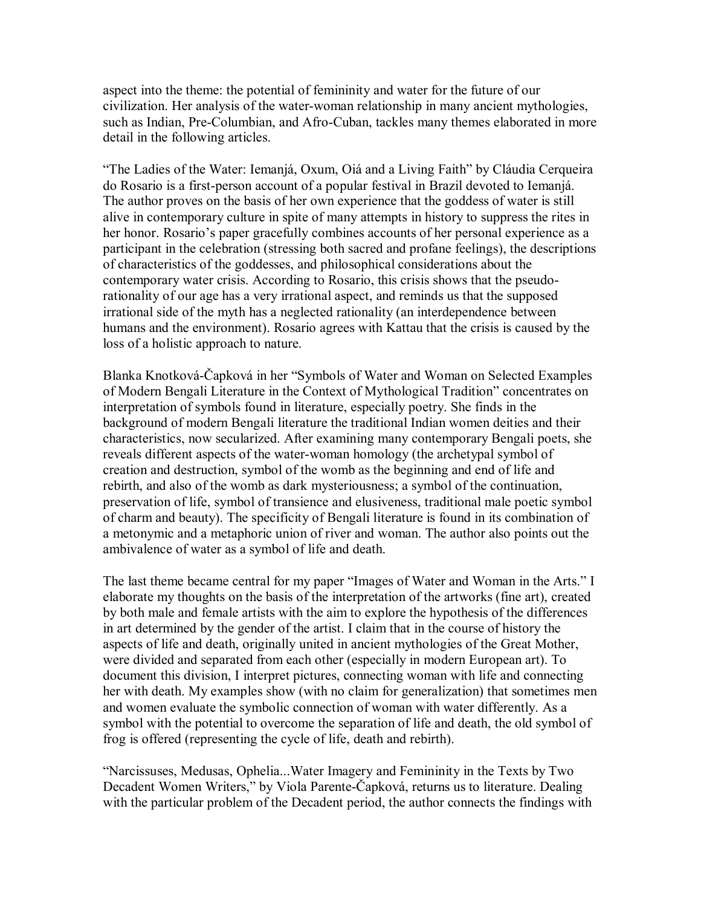aspect into the theme: the potential of femininity and water for the future of our civilization. Her analysis of the water-woman relationship in many ancient mythologies, such as Indian, Pre-Columbian, and Afro-Cuban, tackles many themes elaborated in more detail in the following articles.

"The Ladies of the Water: Iemanjá, Oxum, Oiá and a Living Faith" by Cláudia Cerqueira do Rosario is a first-person account of a popular festival in Brazil devoted to Iemanjá. The author proves on the basis of her own experience that the goddess of water is still alive in contemporary culture in spite of many attempts in history to suppress the rites in her honor. Rosario's paper gracefully combines accounts of her personal experience as a participant in the celebration (stressing both sacred and profane feelings), the descriptions of characteristics of the goddesses, and philosophical considerations about the contemporary water crisis. According to Rosario, this crisis shows that the pseudo-rationality of our age has a very irrational aspect, and reminds us that the supposed irrational side of the myth has a neglected rationality (an interdependence between humans and the environment). Rosario agrees with Kattau that the crisis is caused by the loss of a holistic approach to nature.

Blanka Knotková-Čapková in her "Symbols of Water and Woman on Selected Examples of Modern Bengali Literature in the Context of Mythological Tradition" concentrates on interpretation of symbols found in literature, especially poetry. She finds in the background of modern Bengali literature the traditional Indian women deities and their characteristics, now secularized. After examining many contemporary Bengali poets, she reveals different aspects of the water-woman homology (the archetypal symbol of creation and destruction, symbol of the womb as the beginning and end of life and rebirth, and also of the womb as dark mysteriousness; a symbol of the continuation, preservation of life, symbol of transience and elusiveness, traditional male poetic symbol of charm and beauty). The specificity of Bengali literature is found in its combination of a metonymic and a metaphoric union of river and woman. The author also points out the ambivalence of water as a symbol of life and death.

The last theme became central for my paper "Images of Water and Woman in the Arts." I elaborate my thoughts on the basis of the interpretation of the artworks (fine art), created by both male and female artists with the aim to explore the hypothesis of the differences in art determined by the gender of the artist. I claim that in the course of history the aspects of life and death, originally united in ancient mythologies of the Great Mother, were divided and separated from each other (especially in modern European art). To document this division, I interpret pictures, connecting woman with life and connecting her with death. My examples show (with no claim for generalization) that sometimes men and women evaluate the symbolic connection of woman with water differently. As a symbol with the potential to overcome the separation of life and death, the old symbol of frog is offered (representing the cycle of life, death and rebirth).

"Narcissuses, Medusas, Ophelia...Water Imagery and Femininity in the Texts by Two Decadent Women Writers," by Viola Parente-Čapková, returns us to literature. Dealing with the particular problem of the Decadent period, the author connects the findings with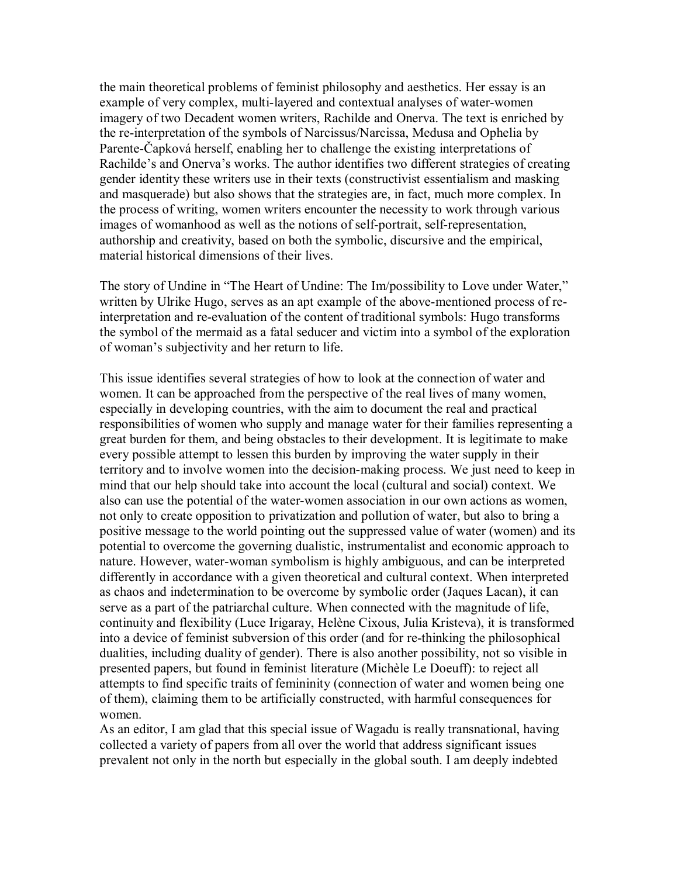the main theoretical problems of feminist philosophy and aesthetics. Her essay is an example of very complex, multi-layered and contextual analyses of water-women imagery of two Decadent women writers, Rachilde and Onerva. The text is enriched by the re-interpretation of the symbols of Narcissus/Narcissa, Medusa and Ophelia by Parente-Čapková herself, enabling her to challenge the existing interpretations of Rachilde's and Onerva's works. The author identifies two different strategies of creating gender identity these writers use in their texts (constructivist essentialism and masking and masquerade) but also shows that the strategies are, in fact, much more complex. In the process of writing, women writers encounter the necessity to work through various images of womanhood as well as the notions of self-portrait, self-representation, authorship and creativity, based on both the symbolic, discursive and the empirical, material historical dimensions of their lives.

The story of Undine in "The Heart of Undine: The Im/possibility to Love under Water," written by Ulrike Hugo, serves as an apt example of the above-mentioned process of re-interpretation and re-evaluation of the content of traditional symbols: Hugo transforms the symbol of the mermaid as a fatal seducer and victim into a symbol of the exploration of woman's subjectivity and her return to life.

This issue identifies several strategies of how to look at the connection of water and women. It can be approached from the perspective of the real lives of many women, especially in developing countries, with the aim to document the real and practical responsibilities of women who supply and manage water for their families representing a great burden for them, and being obstacles to their development. It is legitimate to make every possible attempt to lessen this burden by improving the water supply in their territory and to involve women into the decision-making process. We just need to keep in mind that our help should take into account the local (cultural and social) context. We also can use the potential of the water-women association in our own actions as women, not only to create opposition to privatization and pollution of water, but also to bring a positive message to the world pointing out the suppressed value of water (women) and its potential to overcome the governing dualistic, instrumentalist and economic approach to nature. However, water-woman symbolism is highly ambiguous, and can be interpreted differently in accordance with a given theoretical and cultural context. When interpreted as chaos and indetermination to be overcome by symbolic order (Jaques Lacan), it can serve as a part of the patriarchal culture. When connected with the magnitude of life, continuity and flexibility (Luce Irigaray, Helène Cixous, Julia Kristeva), it is transformed into a device of feminist subversion of this order (and for re-thinking the philosophical dualities, including duality of gender). There is also another possibility, not so visible in presented papers, but found in feminist literature (Michèle Le Doeuff): to reject all attempts to find specific traits of femininity (connection of water and women being one of them), claiming them to be artificially constructed, with harmful consequences for women.

As an editor, I am glad that this special issue of Wagadu is really transnational, having collected a variety of papers from all over the world that address significant issues prevalent not only in the north but especially in the global south. I am deeply indebted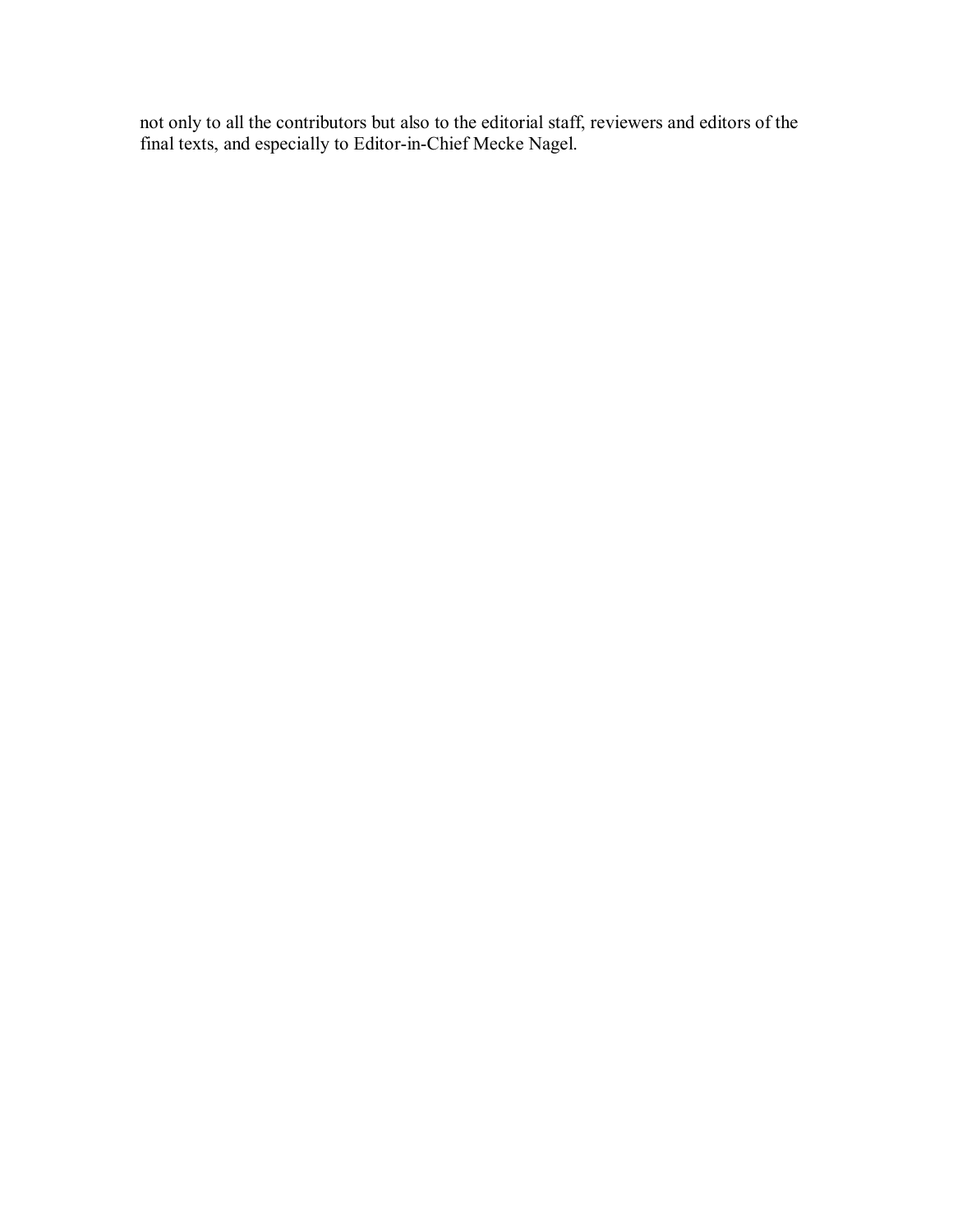not only to all the contributors but also to the editorial staff, reviewers and editors of the final texts, and especially to Editor-in-Chief Mecke Nagel.